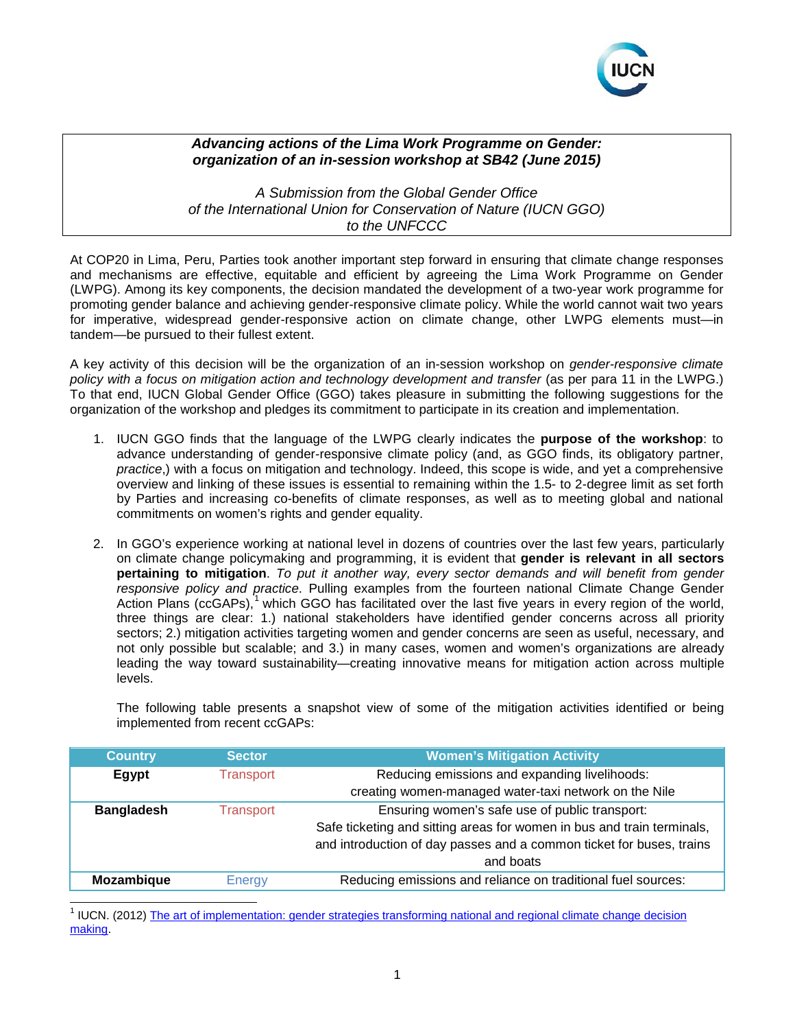***Advancing actions of the Lima Work Programme on Gender: organization of an in-session workshop at SB42 (June 2015)***

*A Submission from the Global Gender Office of the International Union for Conservation of Nature (IUCN GGO) to the UNFCCC*

At COP20 in Lima, Peru, Parties took another important step forward in ensuring that climate change responses and mechanisms are effective, equitable and efficient by agreeing the Lima Work Programme on Gender (LWPG). Among its key components, the decision mandated the development of a two-year work programme for promoting gender balance and achieving gender-responsive climate policy. While the world cannot wait two years for imperative, widespread gender-responsive action on climate change, other LWPG elements must—in tandem—be pursued to their fullest extent.

A key activity of this decision will be the organization of an in-session workshop on *gender-responsive climate policy with a focus on mitigation action and technology development and transfer* (as per para 11 in the LWPG.) To that end, IUCN Global Gender Office (GGO) takes pleasure in submitting the following suggestions for the organization of the workshop and pledges its commitment to participate in its creation and implementation.

1. IUCN GGO finds that the language of the LWPG clearly indicates the **purpose of the workshop**: to advance understanding of gender-responsive climate policy (and, as GGO finds, its obligatory partner, *practice*,) with a focus on mitigation and technology. Indeed, this scope is wide, and yet a comprehensive overview and linking of these issues is essential to remaining within the 1.5- to 2-degree limit as set forth by Parties and increasing co-benefits of climate responses, as well as to meeting global and national commitments on women's rights and gender equality.

2. In GGO's experience working at national level in dozens of countries over the last few years, particularly on climate change policymaking and programming, it is evident that **gender is relevant in all sectors pertaining to mitigation**. *To put it another way, every sector demands and will benefit from gender responsive policy and practice*. Pulling examples from the fourteen national Climate Change Gender Action Plans (ccGAPs),[1] which GGO has facilitated over the last five years in every region of the world, three things are clear: 1.) national stakeholders have identified gender concerns across all priority sectors; 2.) mitigation activities targeting women and gender concerns are seen as useful, necessary, and not only possible but scalable; and 3.) in many cases, women and women's organizations are already leading the way toward sustainability—creating innovative means for mitigation action across multiple levels.

   The following table presents a snapshot view of some of the mitigation activities identified or being implemented from recent ccGAPs:

| Country | Sector | Women's Mitigation Activity |
|---|---|---|
| **Egypt** | Transport | Reducing emissions and expanding livelihoods: creating women-managed water-taxi network on the Nile |
| **Bangladesh** | Transport | Ensuring women's safe use of public transport: Safe ticketing and sitting areas for women in bus and train terminals, and introduction of day passes and a common ticket for buses, trains and boats |
| **Mozambique** | Energy | Reducing emissions and reliance on traditional fuel sources: |

[1] IUCN. (2012) The art of implementation: gender strategies transforming national and regional climate change decision making.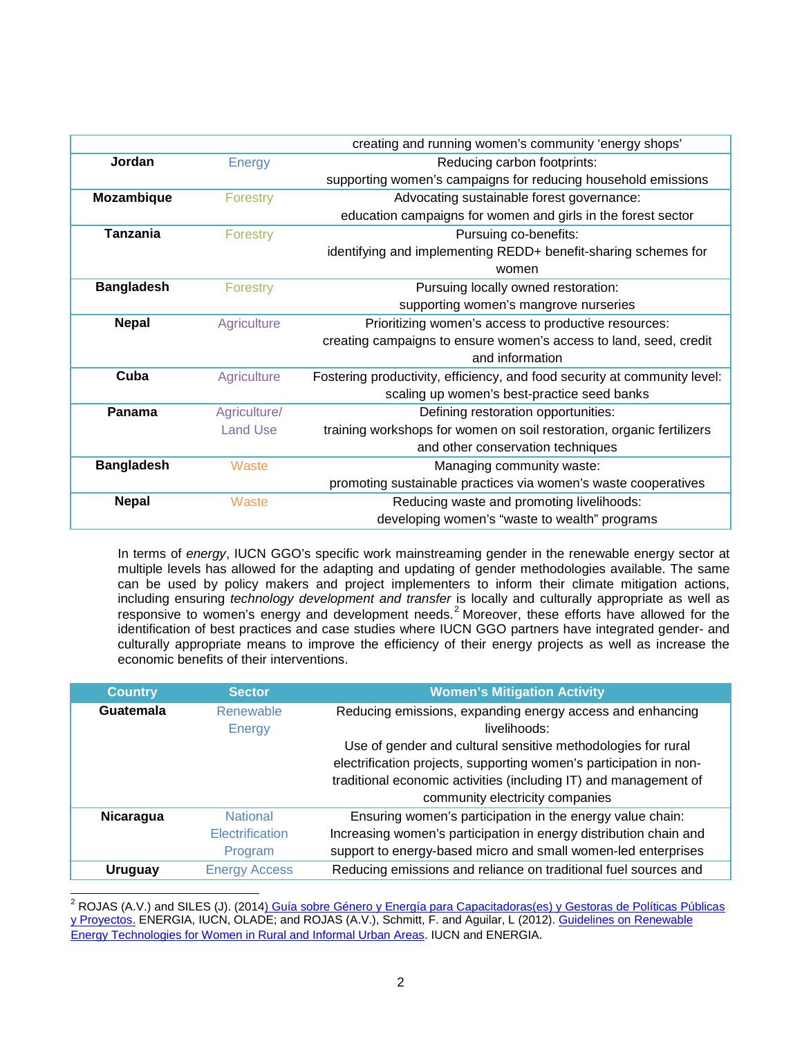| | | creating and running women's community 'energy shops' |
|---|---|---|
| **Jordan** | Energy | Reducing carbon footprints: supporting women's campaigns for reducing household emissions |
| **Mozambique** | Forestry | Advocating sustainable forest governance: education campaigns for women and girls in the forest sector |
| **Tanzania** | Forestry | Pursuing co-benefits: identifying and implementing REDD+ benefit-sharing schemes for women |
| **Bangladesh** | Forestry | Pursuing locally owned restoration: supporting women's mangrove nurseries |
| **Nepal** | Agriculture | Prioritizing women's access to productive resources: creating campaigns to ensure women's access to land, seed, credit and information |
| **Cuba** | Agriculture | Fostering productivity, efficiency, and food security at community level: scaling up women's best-practice seed banks |
| **Panama** | Agriculture/ Land Use | Defining restoration opportunities: training workshops for women on soil restoration, organic fertilizers and other conservation techniques |
| **Bangladesh** | Waste | Managing community waste: promoting sustainable practices via women's waste cooperatives |
| **Nepal** | Waste | Reducing waste and promoting livelihoods: developing women's "waste to wealth" programs |

In terms of *energy*, IUCN GGO's specific work mainstreaming gender in the renewable energy sector at multiple levels has allowed for the adapting and updating of gender methodologies available. The same can be used by policy makers and project implementers to inform their climate mitigation actions, including ensuring *technology development and transfer* is locally and culturally appropriate as well as responsive to women's energy and development needs.[2] Moreover, these efforts have allowed for the identification of best practices and case studies where IUCN GGO partners have integrated gender- and culturally appropriate means to improve the efficiency of their energy projects as well as increase the economic benefits of their interventions.

| Country | Sector | Women's Mitigation Activity |
|---|---|---|
| **Guatemala** | Renewable Energy | Reducing emissions, expanding energy access and enhancing livelihoods: Use of gender and cultural sensitive methodologies for rural electrification projects, supporting women's participation in non-traditional economic activities (including IT) and management of community electricity companies |
| **Nicaragua** | National Electrification Program | Ensuring women's participation in the energy value chain: Increasing women's participation in energy distribution chain and support to energy-based micro and small women-led enterprises |
| **Uruguay** | Energy Access | Reducing emissions and reliance on traditional fuel sources and |

[2] ROJAS (A.V.) and SILES (J). (2014) Guía sobre Género y Energía para Capacitadoras(es) y Gestoras de Políticas Públicas y Proyectos. ENERGIA, IUCN, OLADE; and ROJAS (A.V.), Schmitt, F. and Aguilar, L (2012). Guidelines on Renewable Energy Technologies for Women in Rural and Informal Urban Areas. IUCN and ENERGIA.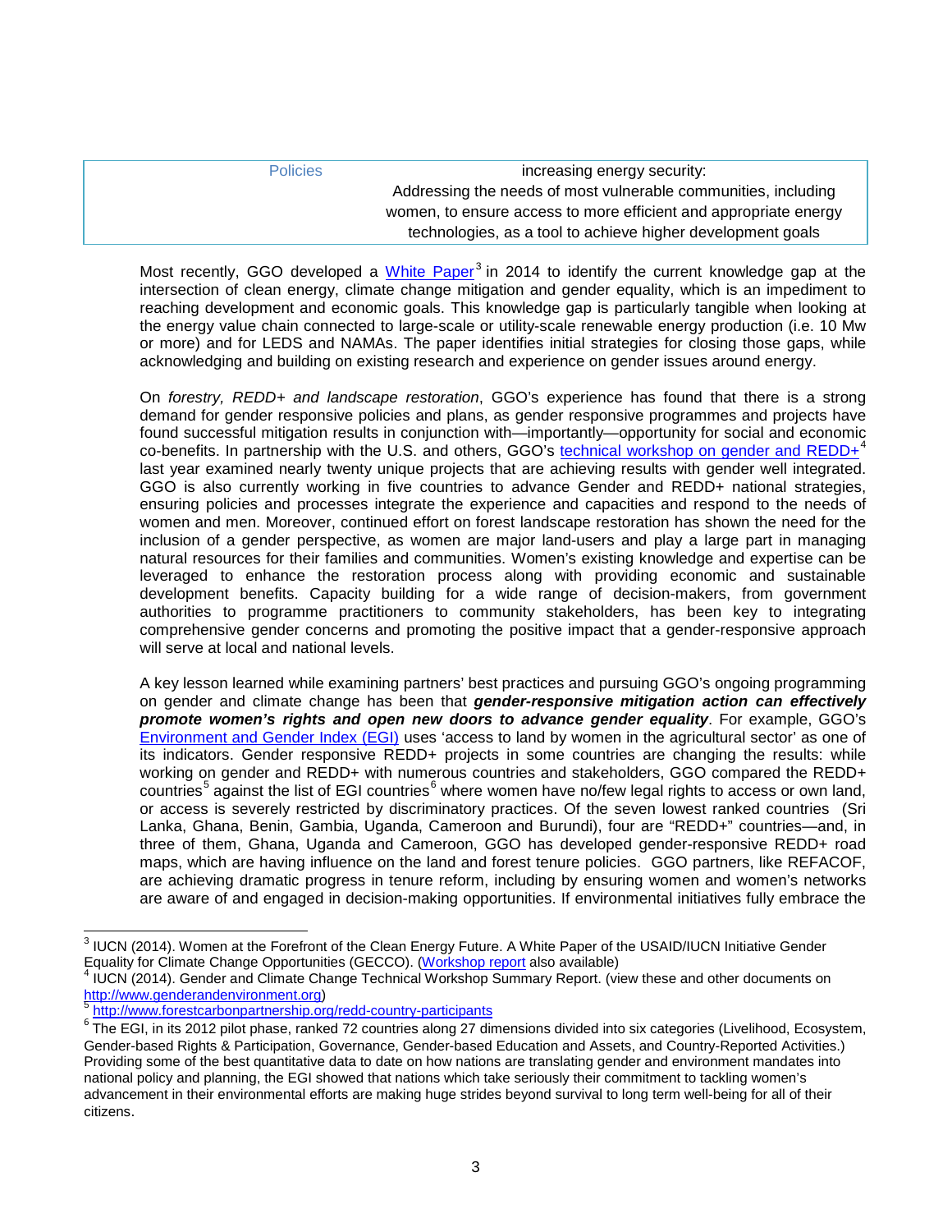| Policies | increasing energy security: Addressing the needs of most vulnerable communities, including women, to ensure access to more efficient and appropriate energy technologies, as a tool to achieve higher development goals |
|---|---|

Most recently, GGO developed a White Paper[3] in 2014 to identify the current knowledge gap at the intersection of clean energy, climate change mitigation and gender equality, which is an impediment to reaching development and economic goals. This knowledge gap is particularly tangible when looking at the energy value chain connected to large-scale or utility-scale renewable energy production (i.e. 10 Mw or more) and for LEDS and NAMAs. The paper identifies initial strategies for closing those gaps, while acknowledging and building on existing research and experience on gender issues around energy.

On *forestry, REDD+ and landscape restoration*, GGO's experience has found that there is a strong demand for gender responsive policies and plans, as gender responsive programmes and projects have found successful mitigation results in conjunction with—importantly—opportunity for social and economic co-benefits. In partnership with the U.S. and others, GGO's technical workshop on gender and REDD+[4] last year examined nearly twenty unique projects that are achieving results with gender well integrated. GGO is also currently working in five countries to advance Gender and REDD+ national strategies, ensuring policies and processes integrate the experience and capacities and respond to the needs of women and men. Moreover, continued effort on forest landscape restoration has shown the need for the inclusion of a gender perspective, as women are major land-users and play a large part in managing natural resources for their families and communities. Women's existing knowledge and expertise can be leveraged to enhance the restoration process along with providing economic and sustainable development benefits. Capacity building for a wide range of decision-makers, from government authorities to programme practitioners to community stakeholders, has been key to integrating comprehensive gender concerns and promoting the positive impact that a gender-responsive approach will serve at local and national levels.

A key lesson learned while examining partners' best practices and pursuing GGO's ongoing programming on gender and climate change has been that ***gender-responsive mitigation action can effectively promote women's rights and open new doors to advance gender equality***. For example, GGO's Environment and Gender Index (EGI) uses 'access to land by women in the agricultural sector' as one of its indicators. Gender responsive REDD+ projects in some countries are changing the results: while working on gender and REDD+ with numerous countries and stakeholders, GGO compared the REDD+ countries[5] against the list of EGI countries[6] where women have no/few legal rights to access or own land, or access is severely restricted by discriminatory practices. Of the seven lowest ranked countries (Sri Lanka, Ghana, Benin, Gambia, Uganda, Cameroon and Burundi), four are "REDD+" countries—and, in three of them, Ghana, Uganda and Cameroon, GGO has developed gender-responsive REDD+ road maps, which are having influence on the land and forest tenure policies. GGO partners, like REFACOF, are achieving dramatic progress in tenure reform, including by ensuring women and women's networks are aware of and engaged in decision-making opportunities. If environmental initiatives fully embrace the

---

[3] IUCN (2014). Women at the Forefront of the Clean Energy Future. A White Paper of the USAID/IUCN Initiative Gender Equality for Climate Change Opportunities (GECCO). (Workshop report also available)

[4] IUCN (2014). Gender and Climate Change Technical Workshop Summary Report. (view these and other documents on http://www.genderandenvironment.org)

[5] http://www.forestcarbonpartnership.org/redd-country-participants

[6] The EGI, in its 2012 pilot phase, ranked 72 countries along 27 dimensions divided into six categories (Livelihood, Ecosystem, Gender-based Rights & Participation, Governance, Gender-based Education and Assets, and Country-Reported Activities.) Providing some of the best quantitative data to date on how nations are translating gender and environment mandates into national policy and planning, the EGI showed that nations which take seriously their commitment to tackling women's advancement in their environmental efforts are making huge strides beyond survival to long term well-being for all of their citizens.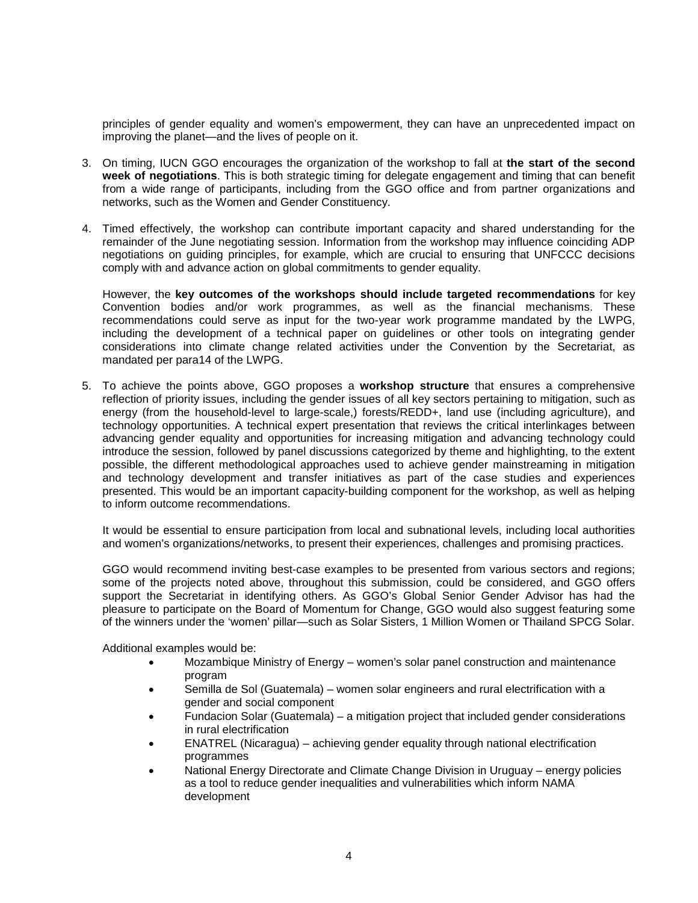principles of gender equality and women's empowerment, they can have an unprecedented impact on improving the planet—and the lives of people on it.

3. On timing, IUCN GGO encourages the organization of the workshop to fall at **the start of the second week of negotiations**. This is both strategic timing for delegate engagement and timing that can benefit from a wide range of participants, including from the GGO office and from partner organizations and networks, such as the Women and Gender Constituency.

4. Timed effectively, the workshop can contribute important capacity and shared understanding for the remainder of the June negotiating session. Information from the workshop may influence coinciding ADP negotiations on guiding principles, for example, which are crucial to ensuring that UNFCCC decisions comply with and advance action on global commitments to gender equality.

   However, the **key outcomes of the workshops should include targeted recommendations** for key Convention bodies and/or work programmes, as well as the financial mechanisms. These recommendations could serve as input for the two-year work programme mandated by the LWPG, including the development of a technical paper on guidelines or other tools on integrating gender considerations into climate change related activities under the Convention by the Secretariat, as mandated per para14 of the LWPG.

5. To achieve the points above, GGO proposes a **workshop structure** that ensures a comprehensive reflection of priority issues, including the gender issues of all key sectors pertaining to mitigation, such as energy (from the household-level to large-scale,) forests/REDD+, land use (including agriculture), and technology opportunities. A technical expert presentation that reviews the critical interlinkages between advancing gender equality and opportunities for increasing mitigation and advancing technology could introduce the session, followed by panel discussions categorized by theme and highlighting, to the extent possible, the different methodological approaches used to achieve gender mainstreaming in mitigation and technology development and transfer initiatives as part of the case studies and experiences presented. This would be an important capacity-building component for the workshop, as well as helping to inform outcome recommendations.

   It would be essential to ensure participation from local and subnational levels, including local authorities and women's organizations/networks, to present their experiences, challenges and promising practices.

   GGO would recommend inviting best-case examples to be presented from various sectors and regions; some of the projects noted above, throughout this submission, could be considered, and GGO offers support the Secretariat in identifying others. As GGO's Global Senior Gender Advisor has had the pleasure to participate on the Board of Momentum for Change, GGO would also suggest featuring some of the winners under the 'women' pillar—such as Solar Sisters, 1 Million Women or Thailand SPCG Solar.

   Additional examples would be:

   - Mozambique Ministry of Energy – women's solar panel construction and maintenance program
   - Semilla de Sol (Guatemala) – women solar engineers and rural electrification with a gender and social component
   - Fundacion Solar (Guatemala) – a mitigation project that included gender considerations in rural electrification
   - ENATREL (Nicaragua) – achieving gender equality through national electrification programmes
   - National Energy Directorate and Climate Change Division in Uruguay – energy policies as a tool to reduce gender inequalities and vulnerabilities which inform NAMA development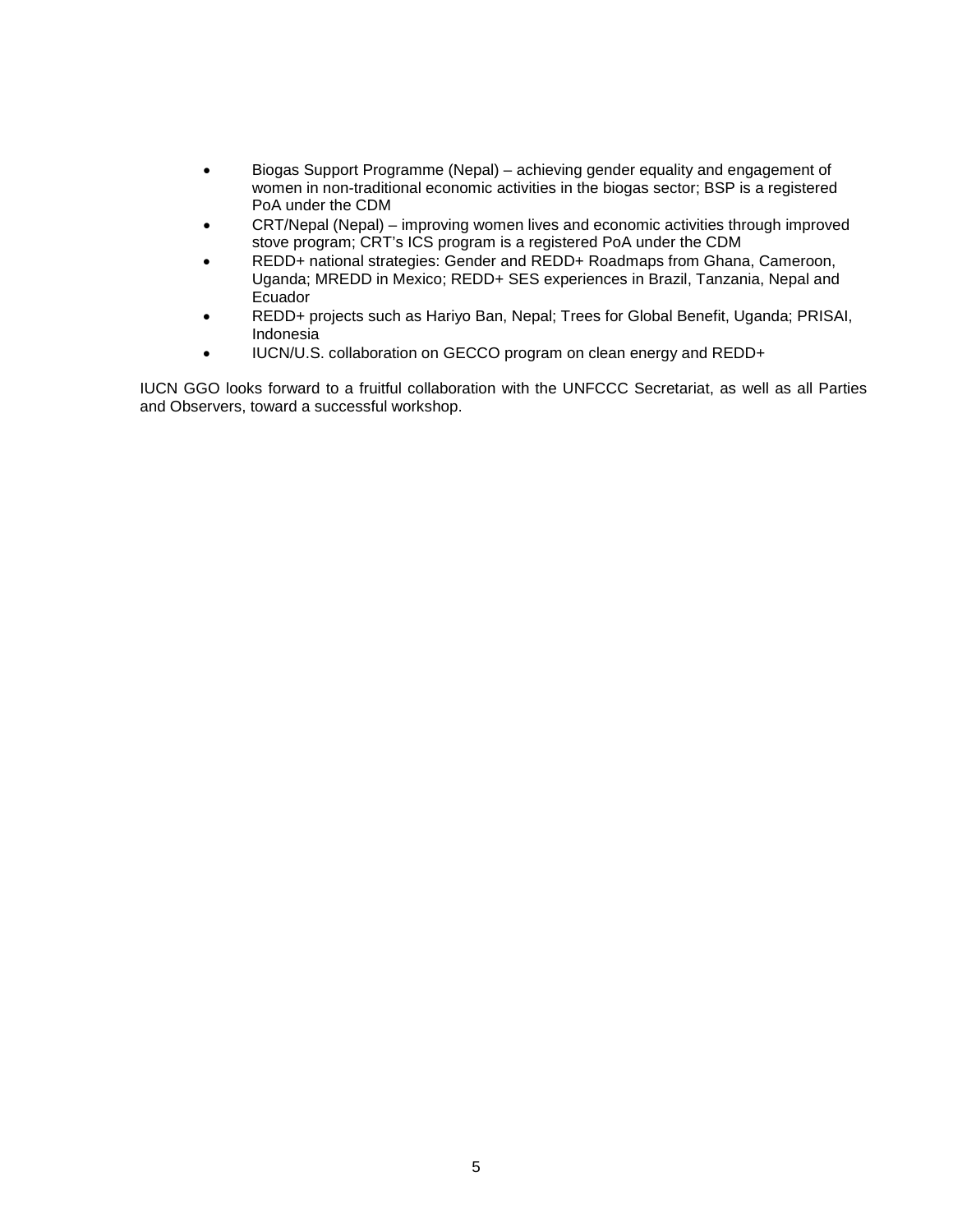- Biogas Support Programme (Nepal) – achieving gender equality and engagement of women in non-traditional economic activities in the biogas sector; BSP is a registered PoA under the CDM
- CRT/Nepal (Nepal) – improving women lives and economic activities through improved stove program; CRT's ICS program is a registered PoA under the CDM
- REDD+ national strategies: Gender and REDD+ Roadmaps from Ghana, Cameroon, Uganda; MREDD in Mexico; REDD+ SES experiences in Brazil, Tanzania, Nepal and Ecuador
- REDD+ projects such as Hariyo Ban, Nepal; Trees for Global Benefit, Uganda; PRISAI, Indonesia
- IUCN/U.S. collaboration on GECCO program on clean energy and REDD+

IUCN GGO looks forward to a fruitful collaboration with the UNFCCC Secretariat, as well as all Parties and Observers, toward a successful workshop.